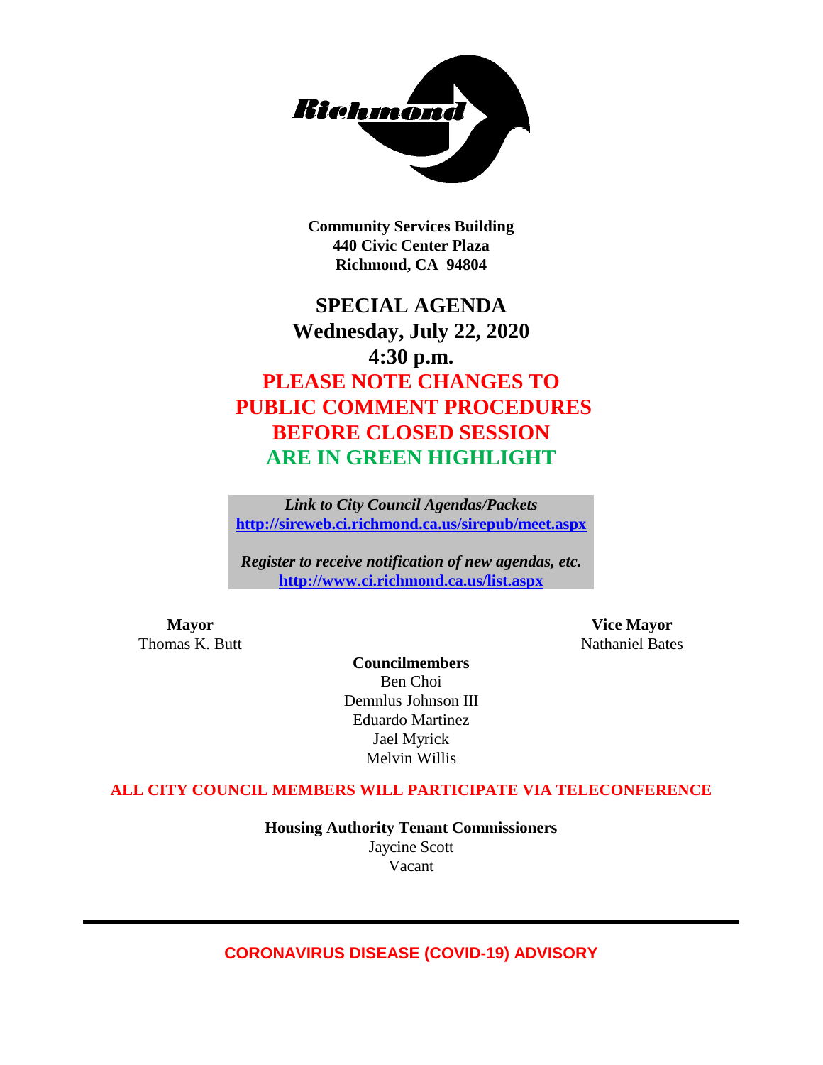Richmond

**Community Services Building**
**440 Civic Center Plaza**
**Richmond, CA 94804**

# SPECIAL AGENDA
## Wednesday, July 22, 2020
## 4:30 p.m.

## PLEASE NOTE CHANGES TO PUBLIC COMMENT PROCEDURES BEFORE CLOSED SESSION ARE IN GREEN HIGHLIGHT

***Link to City Council Agendas/Packets***
**http://sireweb.ci.richmond.ca.us/sirepub/meet.aspx**

***Register to receive notification of new agendas, etc.***
**http://www.ci.richmond.ca.us/list.aspx**

**Mayor**
Thomas K. Butt

**Vice Mayor**
Nathaniel Bates

**Councilmembers**
Ben Choi
Demnlus Johnson III
Eduardo Martinez
Jael Myrick
Melvin Willis

**ALL CITY COUNCIL MEMBERS WILL PARTICIPATE VIA TELECONFERENCE**

**Housing Authority Tenant Commissioners**
Jaycine Scott
Vacant

---

**CORONAVIRUS DISEASE (COVID-19) ADVISORY**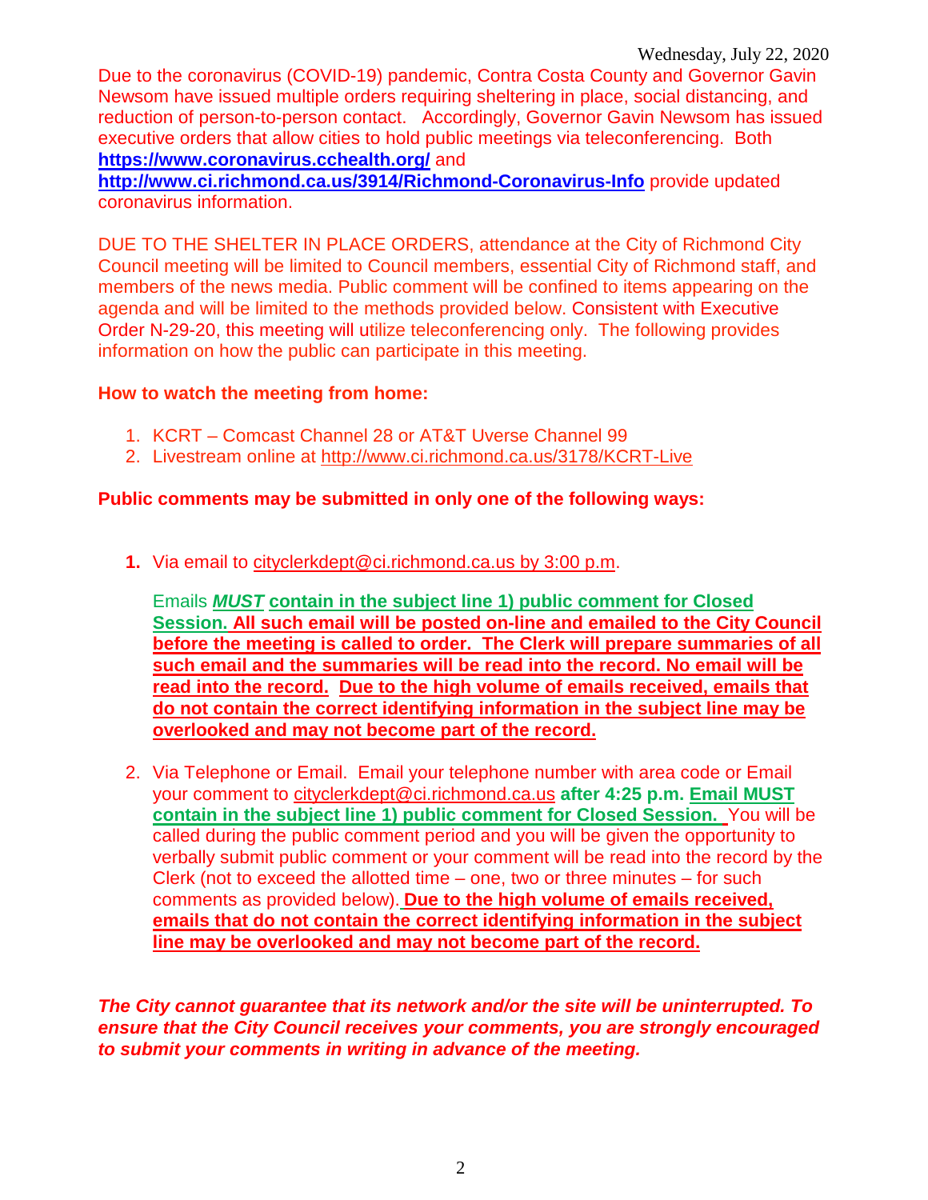Wednesday, July 22, 2020

Due to the coronavirus (COVID-19) pandemic, Contra Costa County and Governor Gavin Newsom have issued multiple orders requiring sheltering in place, social distancing, and reduction of person-to-person contact. Accordingly, Governor Gavin Newsom has issued executive orders that allow cities to hold public meetings via teleconferencing. Both **https://www.coronavirus.cchealth.org/** and **http://www.ci.richmond.ca.us/3914/Richmond-Coronavirus-Info** provide updated coronavirus information.

DUE TO THE SHELTER IN PLACE ORDERS, attendance at the City of Richmond City Council meeting will be limited to Council members, essential City of Richmond staff, and members of the news media. Public comment will be confined to items appearing on the agenda and will be limited to the methods provided below. Consistent with Executive Order N-29-20, this meeting will utilize teleconferencing only. The following provides information on how the public can participate in this meeting.

**How to watch the meeting from home:**

1. KCRT – Comcast Channel 28 or AT&T Uverse Channel 99
2. Livestream online at http://www.ci.richmond.ca.us/3178/KCRT-Live

**Public comments may be submitted in only one of the following ways:**

1. Via email to cityclerkdept@ci.richmond.ca.us by 3:00 p.m.

   Emails ***MUST*** **contain in the subject line 1) public comment for Closed Session. All such email will be posted on-line and emailed to the City Council before the meeting is called to order. The Clerk will prepare summaries of all such email and the summaries will be read into the record. No email will be read into the record. Due to the high volume of emails received, emails that do not contain the correct identifying information in the subject line may be overlooked and may not become part of the record.**

2. Via Telephone or Email. Email your telephone number with area code or Email your comment to cityclerkdept@ci.richmond.ca.us **after 4:25 p.m. Email MUST contain in the subject line 1) public comment for Closed Session.** You will be called during the public comment period and you will be given the opportunity to verbally submit public comment or your comment will be read into the record by the Clerk (not to exceed the allotted time – one, two or three minutes – for such comments as provided below). **Due to the high volume of emails received, emails that do not contain the correct identifying information in the subject line may be overlooked and may not become part of the record.**

***The City cannot guarantee that its network and/or the site will be uninterrupted. To ensure that the City Council receives your comments, you are strongly encouraged to submit your comments in writing in advance of the meeting.***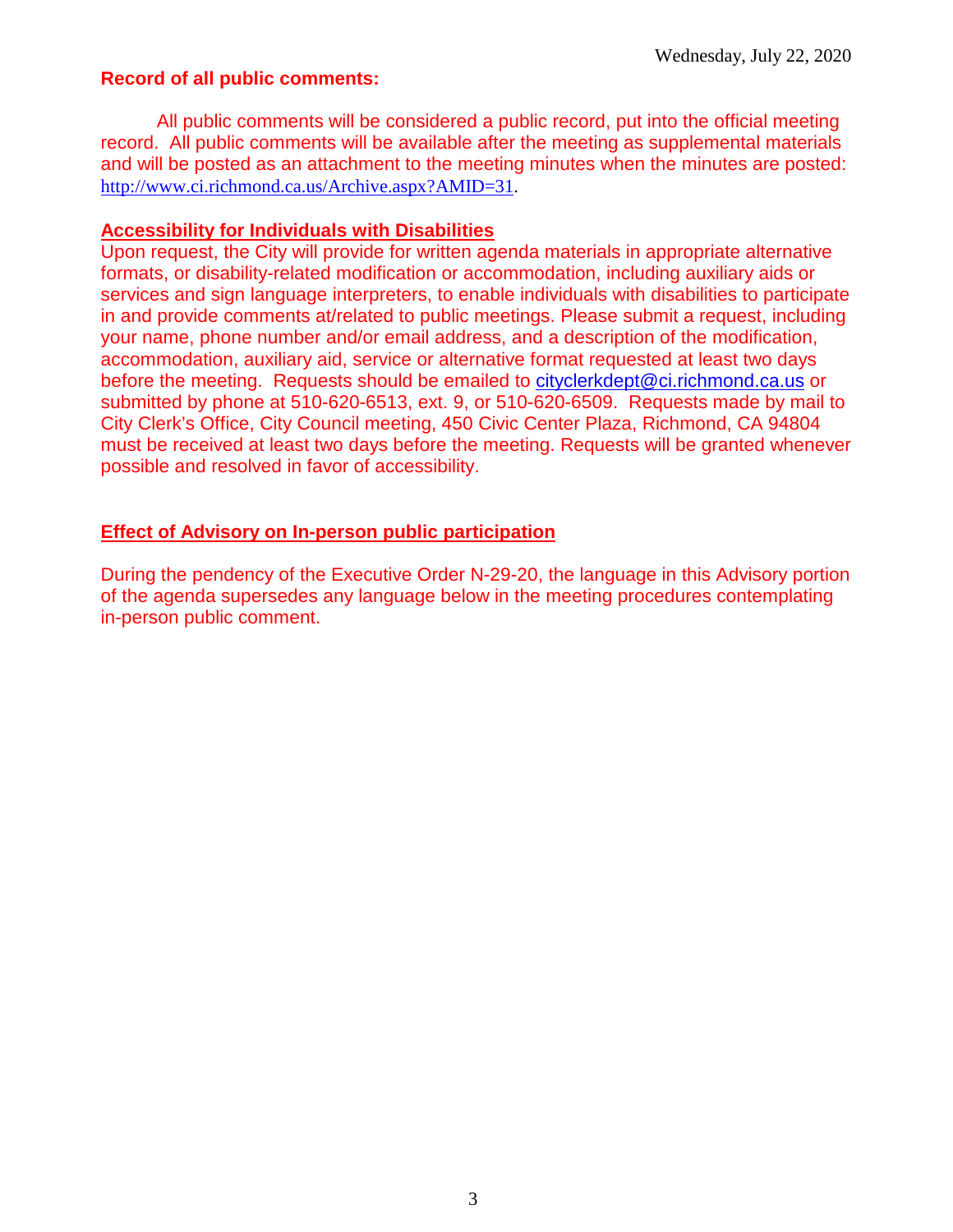**Record of all public comments:**

All public comments will be considered a public record, put into the official meeting record. All public comments will be available after the meeting as supplemental materials and will be posted as an attachment to the meeting minutes when the minutes are posted: http://www.ci.richmond.ca.us/Archive.aspx?AMID=31.

**Accessibility for Individuals with Disabilities**

Upon request, the City will provide for written agenda materials in appropriate alternative formats, or disability-related modification or accommodation, including auxiliary aids or services and sign language interpreters, to enable individuals with disabilities to participate in and provide comments at/related to public meetings. Please submit a request, including your name, phone number and/or email address, and a description of the modification, accommodation, auxiliary aid, service or alternative format requested at least two days before the meeting. Requests should be emailed to cityclerkdept@ci.richmond.ca.us or submitted by phone at 510-620-6513, ext. 9, or 510-620-6509. Requests made by mail to City Clerk's Office, City Council meeting, 450 Civic Center Plaza, Richmond, CA 94804 must be received at least two days before the meeting. Requests will be granted whenever possible and resolved in favor of accessibility.

**Effect of Advisory on In-person public participation**

During the pendency of the Executive Order N-29-20, the language in this Advisory portion of the agenda supersedes any language below in the meeting procedures contemplating in-person public comment.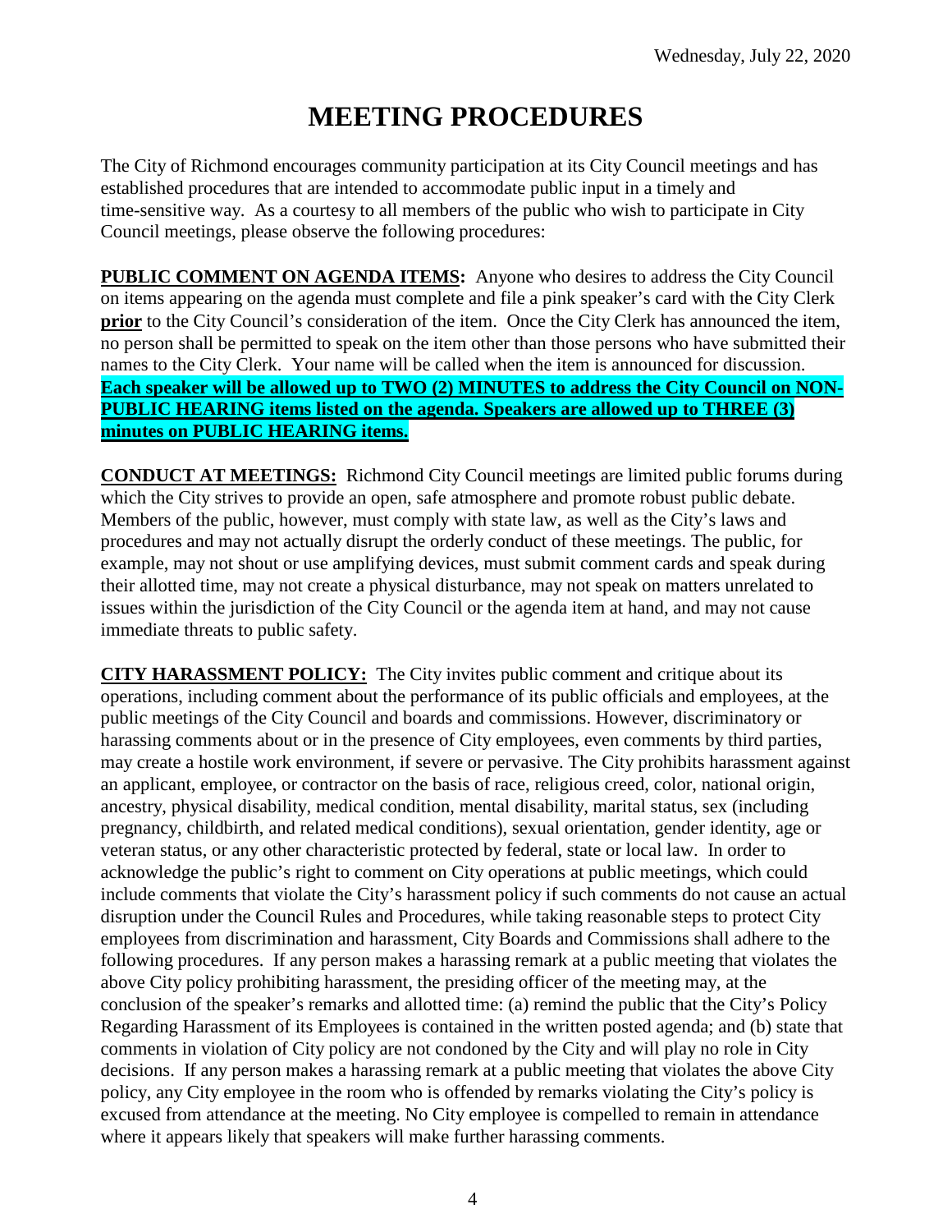# MEETING PROCEDURES

The City of Richmond encourages community participation at its City Council meetings and has established procedures that are intended to accommodate public input in a timely and time-sensitive way. As a courtesy to all members of the public who wish to participate in City Council meetings, please observe the following procedures:

**PUBLIC COMMENT ON AGENDA ITEMS:** Anyone who desires to address the City Council on items appearing on the agenda must complete and file a pink speaker's card with the City Clerk **prior** to the City Council's consideration of the item. Once the City Clerk has announced the item, no person shall be permitted to speak on the item other than those persons who have submitted their names to the City Clerk. Your name will be called when the item is announced for discussion. **Each speaker will be allowed up to TWO (2) MINUTES to address the City Council on NON-PUBLIC HEARING items listed on the agenda. Speakers are allowed up to THREE (3) minutes on PUBLIC HEARING items.**

**CONDUCT AT MEETINGS:** Richmond City Council meetings are limited public forums during which the City strives to provide an open, safe atmosphere and promote robust public debate. Members of the public, however, must comply with state law, as well as the City's laws and procedures and may not actually disrupt the orderly conduct of these meetings. The public, for example, may not shout or use amplifying devices, must submit comment cards and speak during their allotted time, may not create a physical disturbance, may not speak on matters unrelated to issues within the jurisdiction of the City Council or the agenda item at hand, and may not cause immediate threats to public safety.

**CITY HARASSMENT POLICY:** The City invites public comment and critique about its operations, including comment about the performance of its public officials and employees, at the public meetings of the City Council and boards and commissions. However, discriminatory or harassing comments about or in the presence of City employees, even comments by third parties, may create a hostile work environment, if severe or pervasive. The City prohibits harassment against an applicant, employee, or contractor on the basis of race, religious creed, color, national origin, ancestry, physical disability, medical condition, mental disability, marital status, sex (including pregnancy, childbirth, and related medical conditions), sexual orientation, gender identity, age or veteran status, or any other characteristic protected by federal, state or local law. In order to acknowledge the public's right to comment on City operations at public meetings, which could include comments that violate the City's harassment policy if such comments do not cause an actual disruption under the Council Rules and Procedures, while taking reasonable steps to protect City employees from discrimination and harassment, City Boards and Commissions shall adhere to the following procedures. If any person makes a harassing remark at a public meeting that violates the above City policy prohibiting harassment, the presiding officer of the meeting may, at the conclusion of the speaker's remarks and allotted time: (a) remind the public that the City's Policy Regarding Harassment of its Employees is contained in the written posted agenda; and (b) state that comments in violation of City policy are not condoned by the City and will play no role in City decisions. If any person makes a harassing remark at a public meeting that violates the above City policy, any City employee in the room who is offended by remarks violating the City's policy is excused from attendance at the meeting. No City employee is compelled to remain in attendance where it appears likely that speakers will make further harassing comments.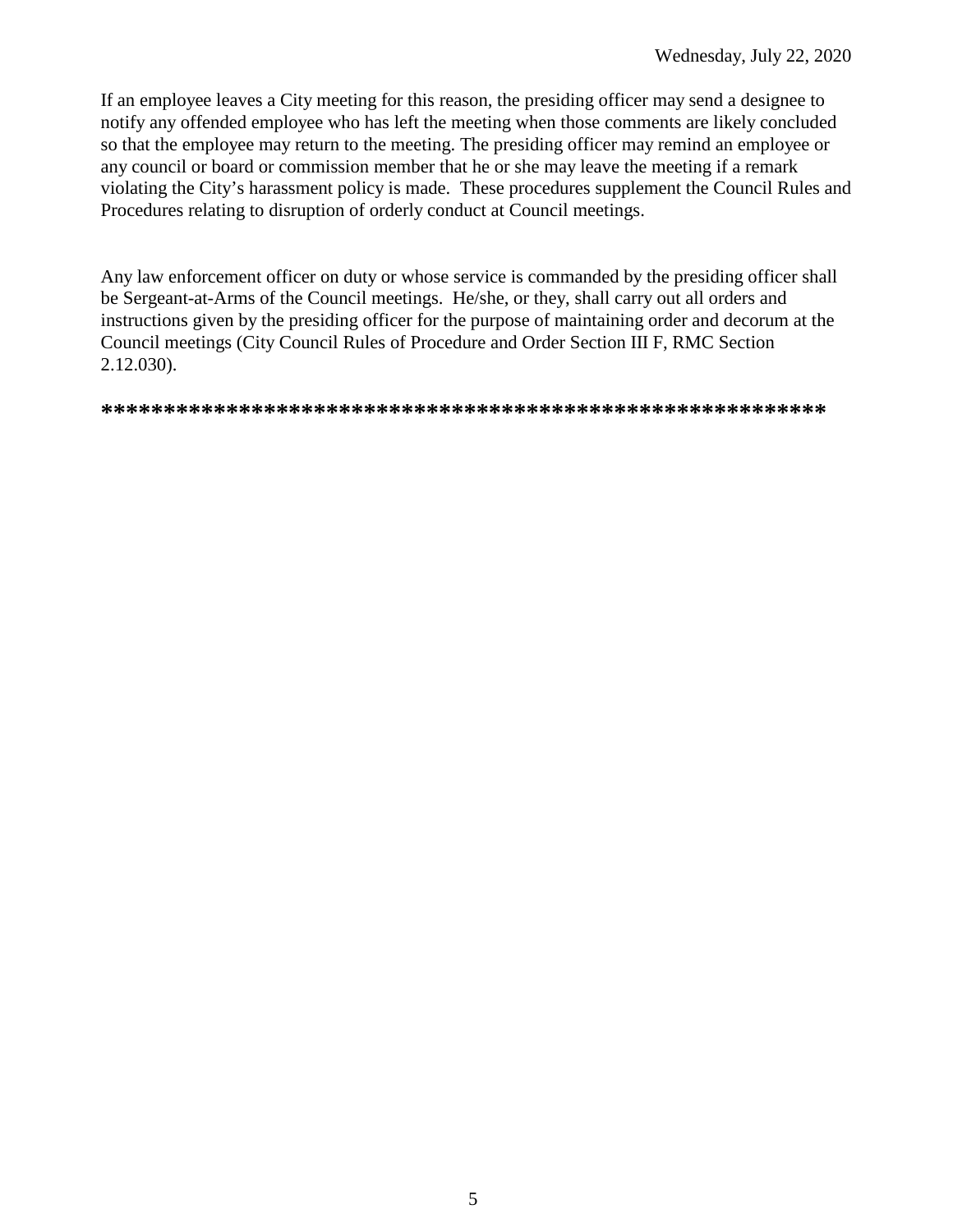If an employee leaves a City meeting for this reason, the presiding officer may send a designee to notify any offended employee who has left the meeting when those comments are likely concluded so that the employee may return to the meeting. The presiding officer may remind an employee or any council or board or commission member that he or she may leave the meeting if a remark violating the City's harassment policy is made. These procedures supplement the Council Rules and Procedures relating to disruption of orderly conduct at Council meetings.

Any law enforcement officer on duty or whose service is commanded by the presiding officer shall be Sergeant-at-Arms of the Council meetings. He/she, or they, shall carry out all orders and instructions given by the presiding officer for the purpose of maintaining order and decorum at the Council meetings (City Council Rules of Procedure and Order Section III F, RMC Section 2.12.030).

**************************************************************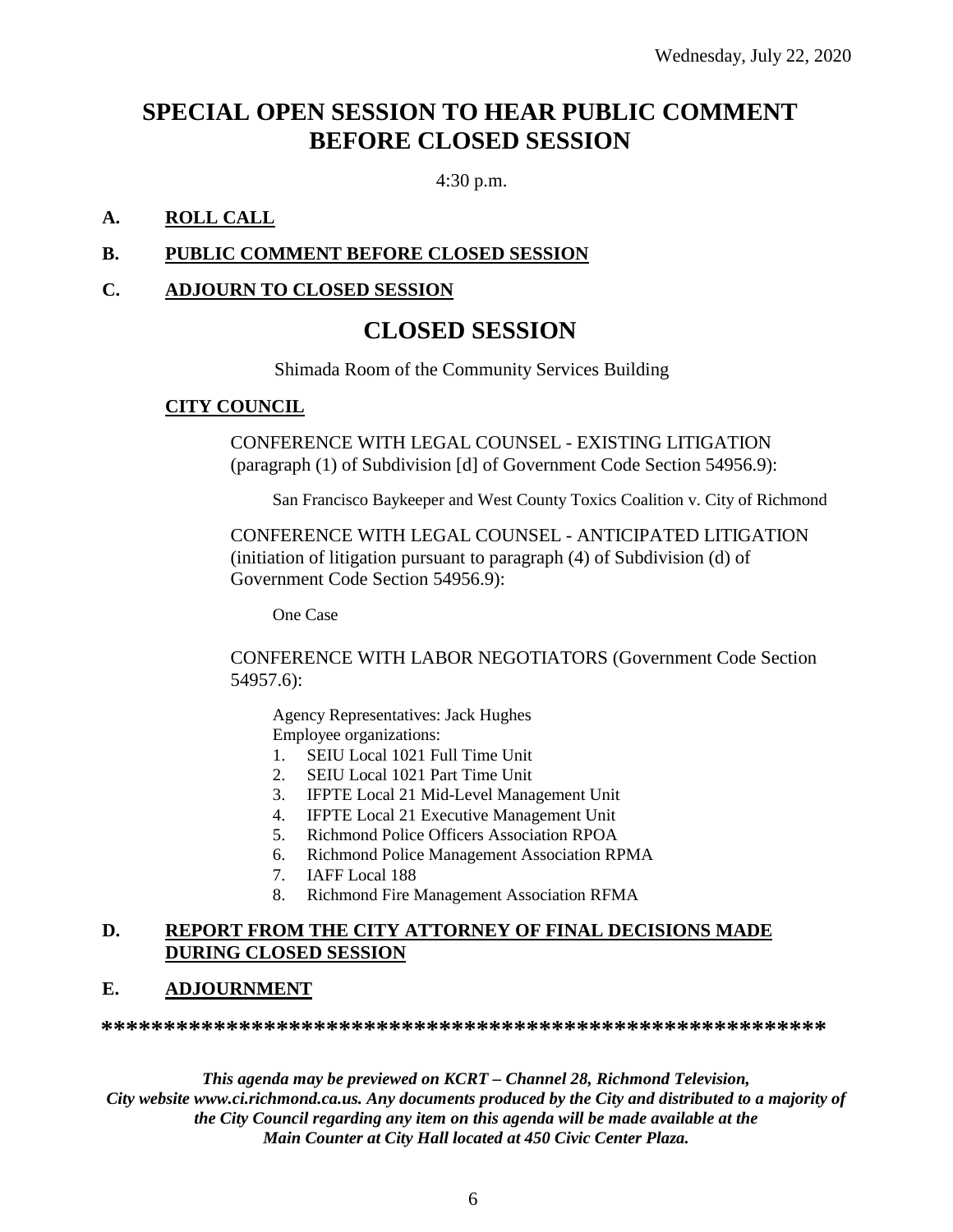Wednesday, July 22, 2020

# SPECIAL OPEN SESSION TO HEAR PUBLIC COMMENT BEFORE CLOSED SESSION

4:30 p.m.

**A. ROLL CALL**

**B. PUBLIC COMMENT BEFORE CLOSED SESSION**

**C. ADJOURN TO CLOSED SESSION**

# CLOSED SESSION

Shimada Room of the Community Services Building

**CITY COUNCIL**

CONFERENCE WITH LEGAL COUNSEL - EXISTING LITIGATION (paragraph (1) of Subdivision [d] of Government Code Section 54956.9):

San Francisco Baykeeper and West County Toxics Coalition v. City of Richmond

CONFERENCE WITH LEGAL COUNSEL - ANTICIPATED LITIGATION (initiation of litigation pursuant to paragraph (4) of Subdivision (d) of Government Code Section 54956.9):

One Case

CONFERENCE WITH LABOR NEGOTIATORS (Government Code Section 54957.6):

Agency Representatives: Jack Hughes
Employee organizations:

1. SEIU Local 1021 Full Time Unit
2. SEIU Local 1021 Part Time Unit
3. IFPTE Local 21 Mid-Level Management Unit
4. IFPTE Local 21 Executive Management Unit
5. Richmond Police Officers Association RPOA
6. Richmond Police Management Association RPMA
7. IAFF Local 188
8. Richmond Fire Management Association RFMA

**D. REPORT FROM THE CITY ATTORNEY OF FINAL DECISIONS MADE DURING CLOSED SESSION**

**E. ADJOURNMENT**

**********************************************************

***This agenda may be previewed on KCRT – Channel 28, Richmond Television, City website www.ci.richmond.ca.us. Any documents produced by the City and distributed to a majority of the City Council regarding any item on this agenda will be made available at the Main Counter at City Hall located at 450 Civic Center Plaza.***